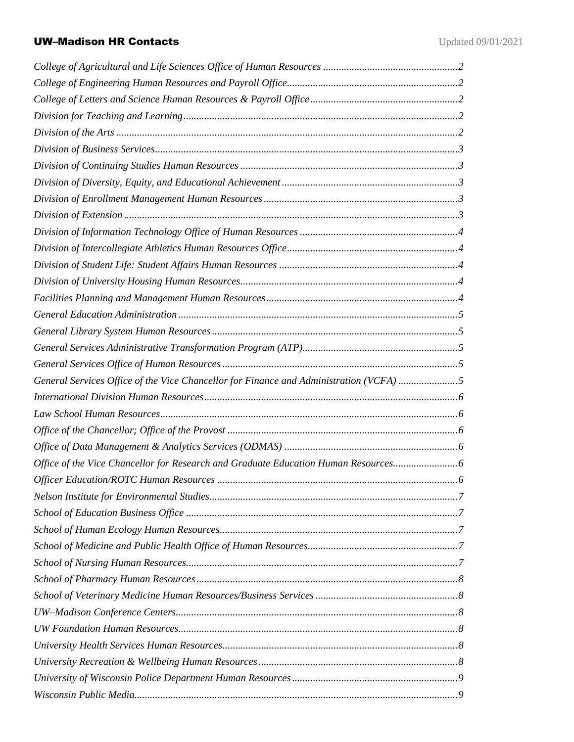# UW–Madison HR Contacts

Updated 09/01/2021

*College of Agricultural and Life Sciences Office of Human Resources* ....................................................*2*
*College of Engineering Human Resources and Payroll Office*.................................................................*2*
*College of Letters and Science Human Resources & Payroll Office*.........................................................*2*
*Division for Teaching and Learning*........................................................................................................*2*
*Division of the Arts* ...................................................................................................................................*2*
*Division of Business Services*....................................................................................................................*3*
*Division of Continuing Studies Human Resources* ...................................................................................*3*
*Division of Diversity, Equity, and Educational Achievement*...................................................................*3*
*Division of Enrollment Management Human Resources*..........................................................................*3*
*Division of Extension*................................................................................................................................*3*
*Division of Information Technology Office of Human Resources* ............................................................*4*
*Division of Intercollegiate Athletics Human Resources Office*.................................................................*4*
*Division of Student Life: Student Affairs Human Resources* ....................................................................*4*
*Division of University Housing Human Resources*...................................................................................*4*
*Facilities Planning and Management Human Resources*.........................................................................*4*
*General Education Administration*...........................................................................................................*5*
*General Library System Human Resources*..............................................................................................*5*
*General Services Administrative Transformation Program (ATP)*...........................................................*5*
*General Services Office of Human Resources*..........................................................................................*5*
*General Services Office of the Vice Chancellor for Finance and Administration (VCFA)* .......................*5*
*International Division Human Resources*.................................................................................................*6*
*Law School Human Resources*..................................................................................................................*6*
*Office of the Chancellor; Office of the Provost* ........................................................................................*6*
*Office of Data Management & Analytics Services (ODMAS)* ..................................................................*6*
*Office of the Vice Chancellor for Research and Graduate Education Human Resources*.........................*6*
*Officer Education/ROTC Human Resources* ............................................................................................*6*
*Nelson Institute for Environmental Studies*...............................................................................................*7*
*School of Education Business Office* ........................................................................................................*7*
*School of Human Ecology Human Resources*...........................................................................................*7*
*School of Medicine and Public Health Office of Human Resources*.........................................................*7*
*School of Nursing Human Resources*........................................................................................................*7*
*School of Pharmacy Human Resources*....................................................................................................*8*
*School of Veterinary Medicine Human Resources/Business Services* ......................................................*8*
*UW–Madison Conference Centers*............................................................................................................*8*
*UW Foundation Human Resources*...........................................................................................................*8*
*University Health Services Human Resources*..........................................................................................*8*
*University Recreation & Wellbeing Human Resources*............................................................................*8*
*University of Wisconsin Police Department Human Resources*...............................................................*9*
*Wisconsin Public Media*............................................................................................................................*9*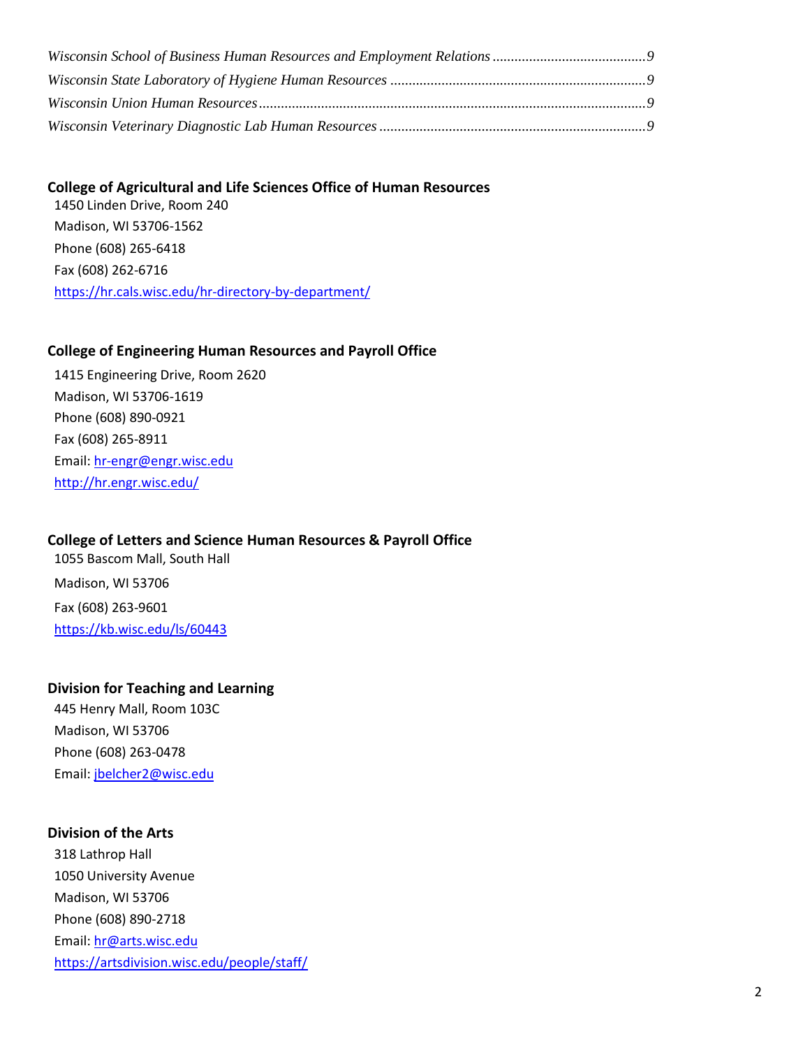*Wisconsin School of Business Human Resources and Employment Relations* ......................................... *9*
*Wisconsin State Laboratory of Hygiene Human Resources* ..................................................................... *9*
*Wisconsin Union Human Resources*......................................................................................................... *9*
*Wisconsin Veterinary Diagnostic Lab Human Resources* ........................................................................ *9*

**College of Agricultural and Life Sciences Office of Human Resources**
1450 Linden Drive, Room 240
Madison, WI 53706-1562
Phone (608) 265-6418
Fax (608) 262-6716
https://hr.cals.wisc.edu/hr-directory-by-department/

**College of Engineering Human Resources and Payroll Office**
1415 Engineering Drive, Room 2620
Madison, WI 53706-1619
Phone (608) 890-0921
Fax (608) 265-8911
Email: hr-engr@engr.wisc.edu
http://hr.engr.wisc.edu/

**College of Letters and Science Human Resources & Payroll Office**
1055 Bascom Mall, South Hall
Madison, WI 53706
Fax (608) 263-9601
https://kb.wisc.edu/ls/60443

**Division for Teaching and Learning**
445 Henry Mall, Room 103C
Madison, WI 53706
Phone (608) 263-0478
Email: jbelcher2@wisc.edu

**Division of the Arts**
318 Lathrop Hall
1050 University Avenue
Madison, WI 53706
Phone (608) 890-2718
Email: hr@arts.wisc.edu
https://artsdivision.wisc.edu/people/staff/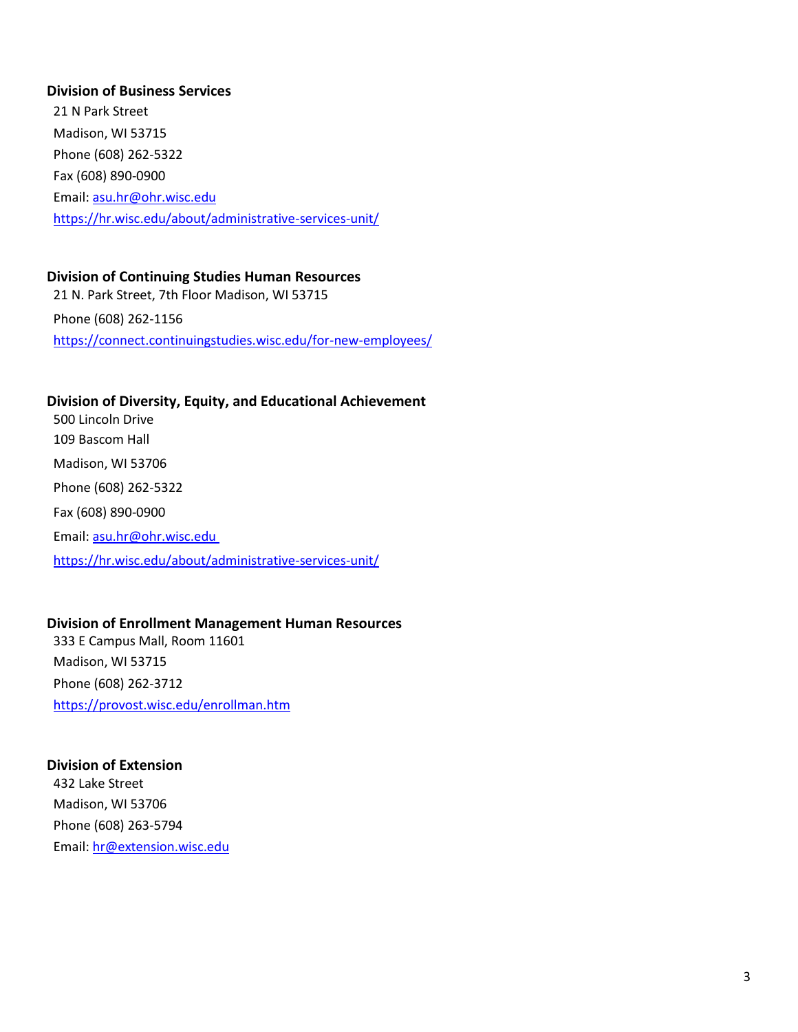**Division of Business Services**

21 N Park Street
Madison, WI 53715
Phone (608) 262-5322
Fax (608) 890-0900
Email: asu.hr@ohr.wisc.edu
https://hr.wisc.edu/about/administrative-services-unit/

**Division of Continuing Studies Human Resources**

21 N. Park Street, 7th Floor Madison, WI 53715
Phone (608) 262-1156
https://connect.continuingstudies.wisc.edu/for-new-employees/

**Division of Diversity, Equity, and Educational Achievement**

500 Lincoln Drive
109 Bascom Hall
Madison, WI 53706
Phone (608) 262-5322
Fax (608) 890-0900
Email: asu.hr@ohr.wisc.edu
https://hr.wisc.edu/about/administrative-services-unit/

**Division of Enrollment Management Human Resources**

333 E Campus Mall, Room 11601
Madison, WI 53715
Phone (608) 262-3712
https://provost.wisc.edu/enrollman.htm

**Division of Extension**

432 Lake Street
Madison, WI 53706
Phone (608) 263-5794
Email: hr@extension.wisc.edu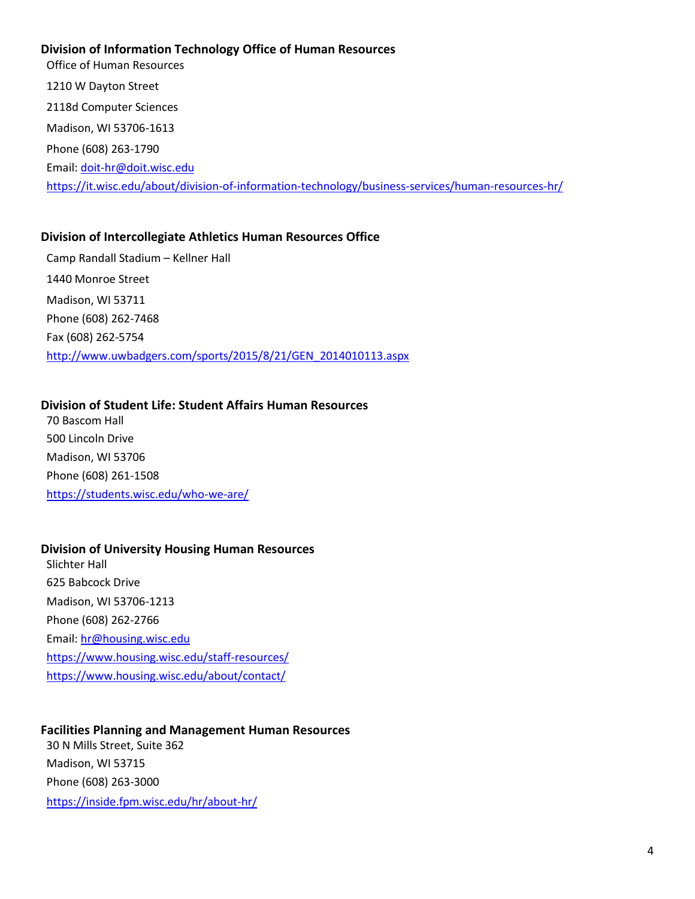**Division of Information Technology Office of Human Resources**

Office of Human Resources

1210 W Dayton Street

2118d Computer Sciences

Madison, WI 53706-1613

Phone (608) 263-1790

Email: doit-hr@doit.wisc.edu

https://it.wisc.edu/about/division-of-information-technology/business-services/human-resources-hr/

**Division of Intercollegiate Athletics Human Resources Office**

Camp Randall Stadium – Kellner Hall

1440 Monroe Street

Madison, WI 53711

Phone (608) 262-7468

Fax (608) 262-5754

http://www.uwbadgers.com/sports/2015/8/21/GEN_2014010113.aspx

**Division of Student Life: Student Affairs Human Resources**

70 Bascom Hall

500 Lincoln Drive

Madison, WI 53706

Phone (608) 261-1508

https://students.wisc.edu/who-we-are/

**Division of University Housing Human Resources**

Slichter Hall

625 Babcock Drive

Madison, WI 53706-1213

Phone (608) 262-2766

Email: hr@housing.wisc.edu

https://www.housing.wisc.edu/staff-resources/

https://www.housing.wisc.edu/about/contact/

**Facilities Planning and Management Human Resources**

30 N Mills Street, Suite 362

Madison, WI 53715

Phone (608) 263-3000

https://inside.fpm.wisc.edu/hr/about-hr/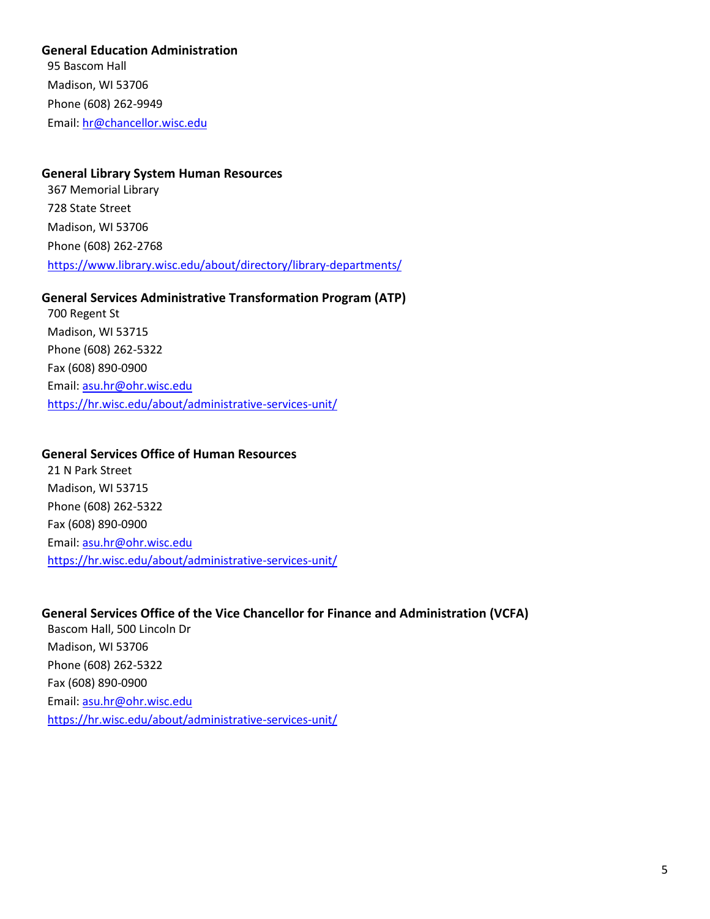**General Education Administration**
95 Bascom Hall
Madison, WI 53706
Phone (608) 262-9949
Email: hr@chancellor.wisc.edu

**General Library System Human Resources**
367 Memorial Library
728 State Street
Madison, WI 53706
Phone (608) 262-2768
https://www.library.wisc.edu/about/directory/library-departments/

**General Services Administrative Transformation Program (ATP)**
700 Regent St
Madison, WI 53715
Phone (608) 262-5322
Fax (608) 890-0900
Email: asu.hr@ohr.wisc.edu
https://hr.wisc.edu/about/administrative-services-unit/

**General Services Office of Human Resources**
21 N Park Street
Madison, WI 53715
Phone (608) 262-5322
Fax (608) 890-0900
Email: asu.hr@ohr.wisc.edu
https://hr.wisc.edu/about/administrative-services-unit/

**General Services Office of the Vice Chancellor for Finance and Administration (VCFA)**
Bascom Hall, 500 Lincoln Dr
Madison, WI 53706
Phone (608) 262-5322
Fax (608) 890-0900
Email: asu.hr@ohr.wisc.edu
https://hr.wisc.edu/about/administrative-services-unit/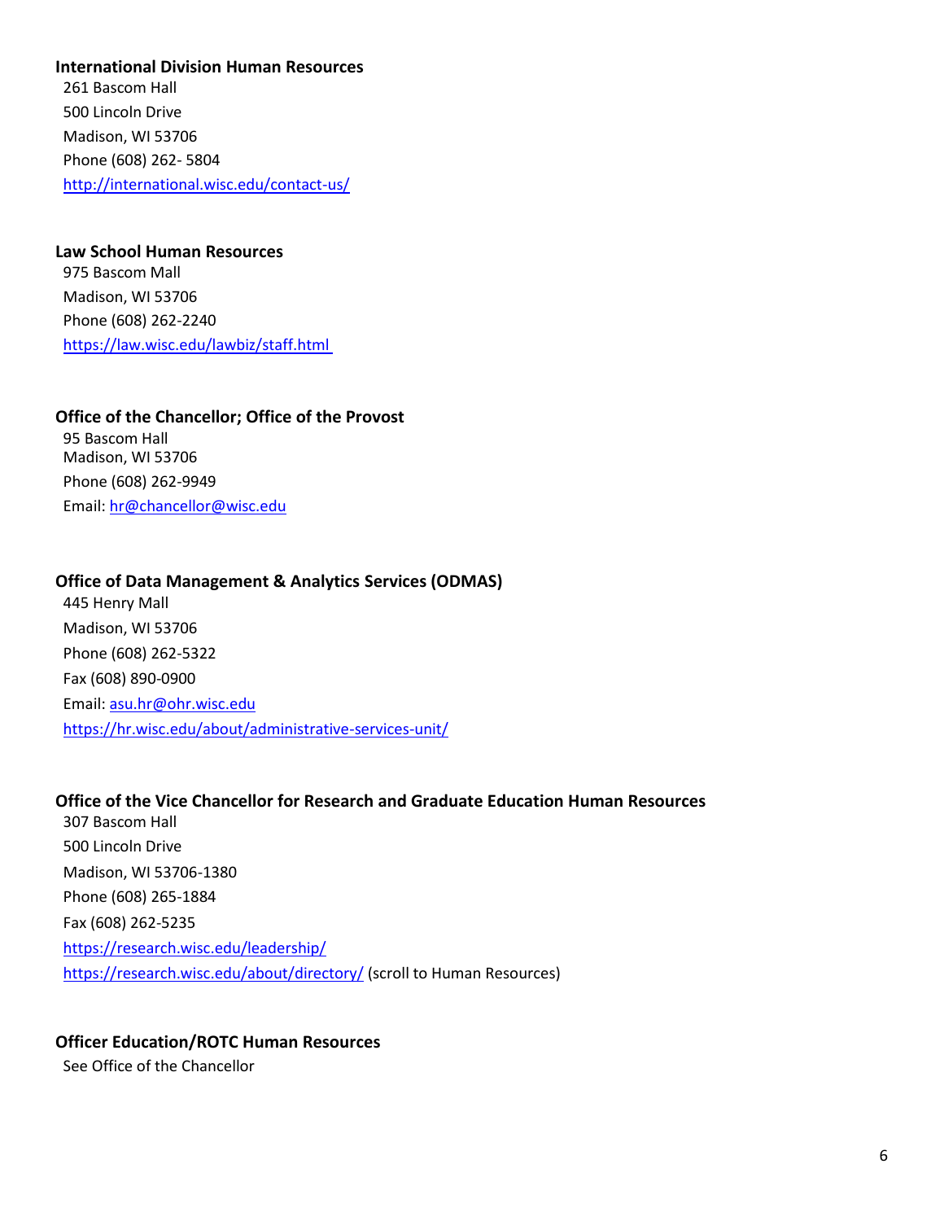**International Division Human Resources**
261 Bascom Hall
500 Lincoln Drive
Madison, WI 53706
Phone (608) 262- 5804
http://international.wisc.edu/contact-us/

**Law School Human Resources**
975 Bascom Mall
Madison, WI 53706
Phone (608) 262-2240
https://law.wisc.edu/lawbiz/staff.html

**Office of the Chancellor; Office of the Provost**
95 Bascom Hall
Madison, WI 53706
Phone (608) 262-9949
Email: hr@chancellor@wisc.edu

**Office of Data Management & Analytics Services (ODMAS)**
445 Henry Mall
Madison, WI 53706
Phone (608) 262-5322
Fax (608) 890-0900
Email: asu.hr@ohr.wisc.edu
https://hr.wisc.edu/about/administrative-services-unit/

**Office of the Vice Chancellor for Research and Graduate Education Human Resources**
307 Bascom Hall
500 Lincoln Drive
Madison, WI 53706-1380
Phone (608) 265-1884
Fax (608) 262-5235
https://research.wisc.edu/leadership/
https://research.wisc.edu/about/directory/ (scroll to Human Resources)

**Officer Education/ROTC Human Resources**
See Office of the Chancellor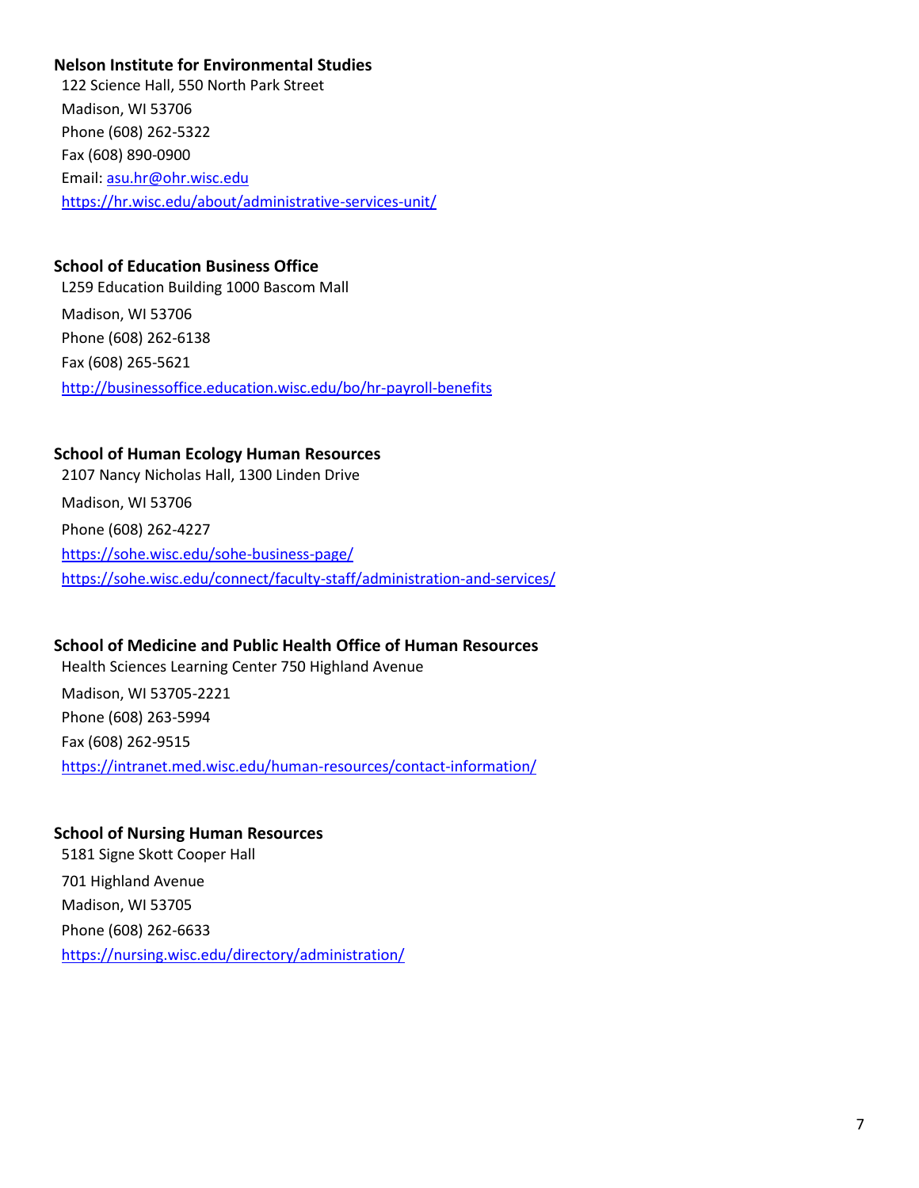**Nelson Institute for Environmental Studies**

122 Science Hall, 550 North Park Street
Madison, WI 53706
Phone (608) 262-5322
Fax (608) 890-0900
Email: asu.hr@ohr.wisc.edu
https://hr.wisc.edu/about/administrative-services-unit/

**School of Education Business Office**

L259 Education Building 1000 Bascom Mall
Madison, WI 53706
Phone (608) 262-6138
Fax (608) 265-5621
http://businessoffice.education.wisc.edu/bo/hr-payroll-benefits

**School of Human Ecology Human Resources**

2107 Nancy Nicholas Hall, 1300 Linden Drive
Madison, WI 53706
Phone (608) 262-4227
https://sohe.wisc.edu/sohe-business-page/
https://sohe.wisc.edu/connect/faculty-staff/administration-and-services/

**School of Medicine and Public Health Office of Human Resources**

Health Sciences Learning Center 750 Highland Avenue
Madison, WI 53705-2221
Phone (608) 263-5994
Fax (608) 262-9515
https://intranet.med.wisc.edu/human-resources/contact-information/

**School of Nursing Human Resources**

5181 Signe Skott Cooper Hall
701 Highland Avenue
Madison, WI 53705
Phone (608) 262-6633
https://nursing.wisc.edu/directory/administration/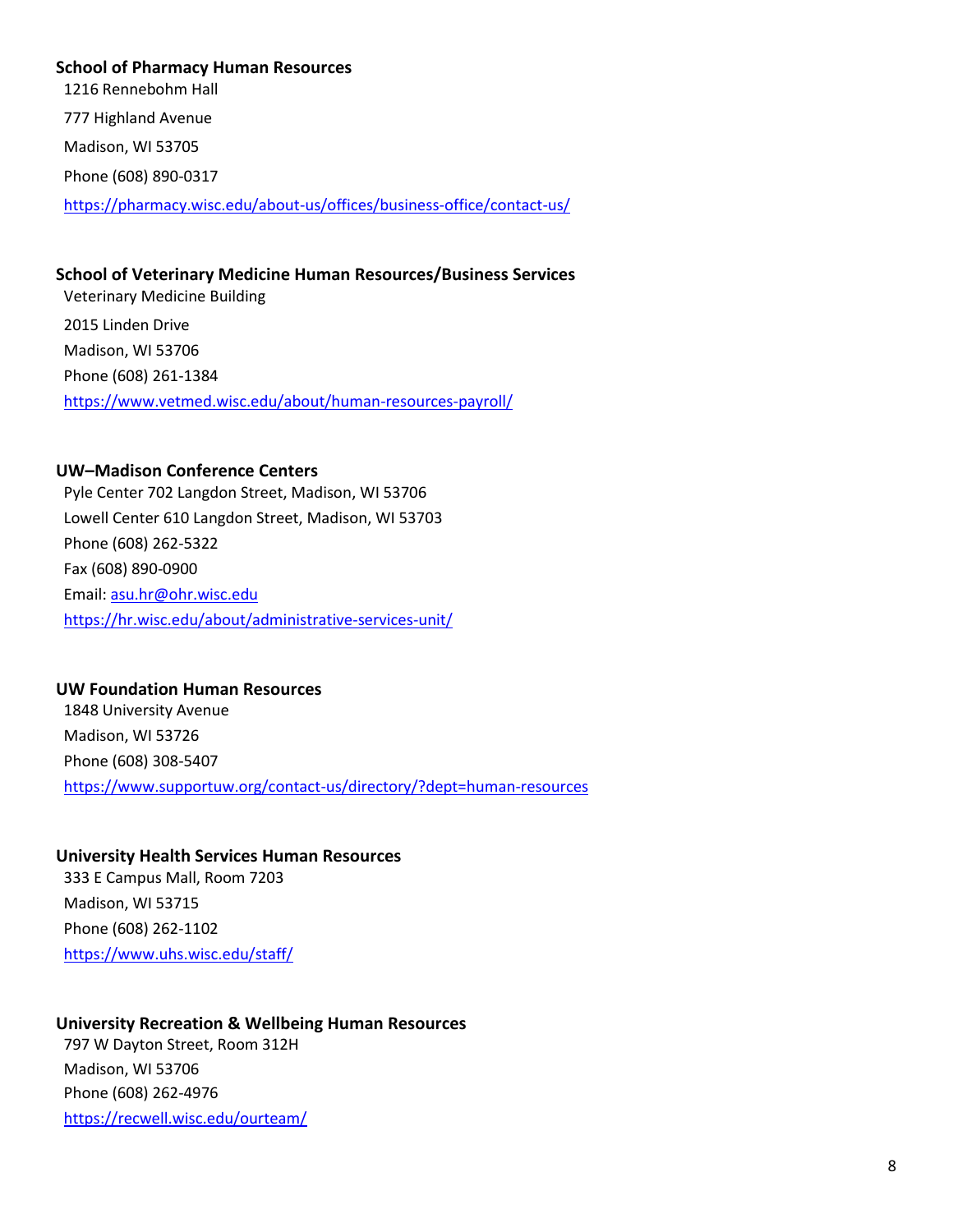**School of Pharmacy Human Resources**

1216 Rennebohm Hall

777 Highland Avenue

Madison, WI 53705

Phone (608) 890-0317

https://pharmacy.wisc.edu/about-us/offices/business-office/contact-us/

**School of Veterinary Medicine Human Resources/Business Services**

Veterinary Medicine Building

2015 Linden Drive

Madison, WI 53706

Phone (608) 261-1384

https://www.vetmed.wisc.edu/about/human-resources-payroll/

**UW–Madison Conference Centers**

Pyle Center 702 Langdon Street, Madison, WI 53706

Lowell Center 610 Langdon Street, Madison, WI 53703

Phone (608) 262-5322

Fax (608) 890-0900

Email: asu.hr@ohr.wisc.edu

https://hr.wisc.edu/about/administrative-services-unit/

**UW Foundation Human Resources**

1848 University Avenue

Madison, WI 53726

Phone (608) 308-5407

https://www.supportuw.org/contact-us/directory/?dept=human-resources

**University Health Services Human Resources**

333 E Campus Mall, Room 7203

Madison, WI 53715

Phone (608) 262-1102

https://www.uhs.wisc.edu/staff/

**University Recreation & Wellbeing Human Resources**

797 W Dayton Street, Room 312H

Madison, WI 53706

Phone (608) 262-4976

https://recwell.wisc.edu/ourteam/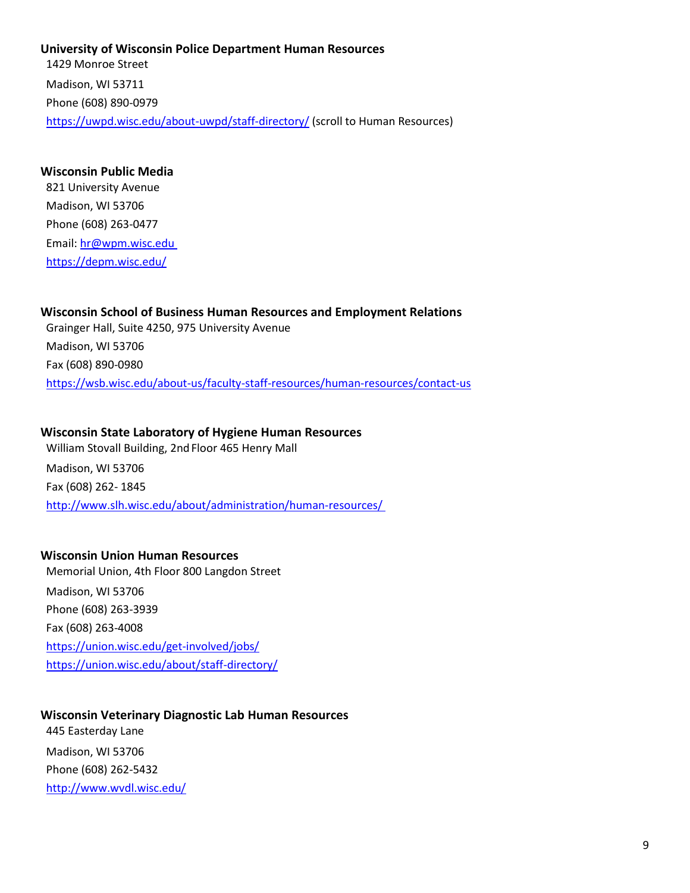**University of Wisconsin Police Department Human Resources**

1429 Monroe Street

Madison, WI 53711

Phone (608) 890-0979

https://uwpd.wisc.edu/about-uwpd/staff-directory/ (scroll to Human Resources)

**Wisconsin Public Media**

821 University Avenue

Madison, WI 53706

Phone (608) 263-0477

Email: hr@wpm.wisc.edu

https://depm.wisc.edu/

**Wisconsin School of Business Human Resources and Employment Relations**

Grainger Hall, Suite 4250, 975 University Avenue

Madison, WI 53706

Fax (608) 890-0980

https://wsb.wisc.edu/about-us/faculty-staff-resources/human-resources/contact-us

**Wisconsin State Laboratory of Hygiene Human Resources**

William Stovall Building, 2nd Floor 465 Henry Mall

Madison, WI 53706

Fax (608) 262- 1845

http://www.slh.wisc.edu/about/administration/human-resources/

**Wisconsin Union Human Resources**

Memorial Union, 4th Floor 800 Langdon Street

Madison, WI 53706

Phone (608) 263-3939

Fax (608) 263-4008

https://union.wisc.edu/get-involved/jobs/

https://union.wisc.edu/about/staff-directory/

**Wisconsin Veterinary Diagnostic Lab Human Resources**

445 Easterday Lane

Madison, WI 53706

Phone (608) 262-5432

http://www.wvdl.wisc.edu/